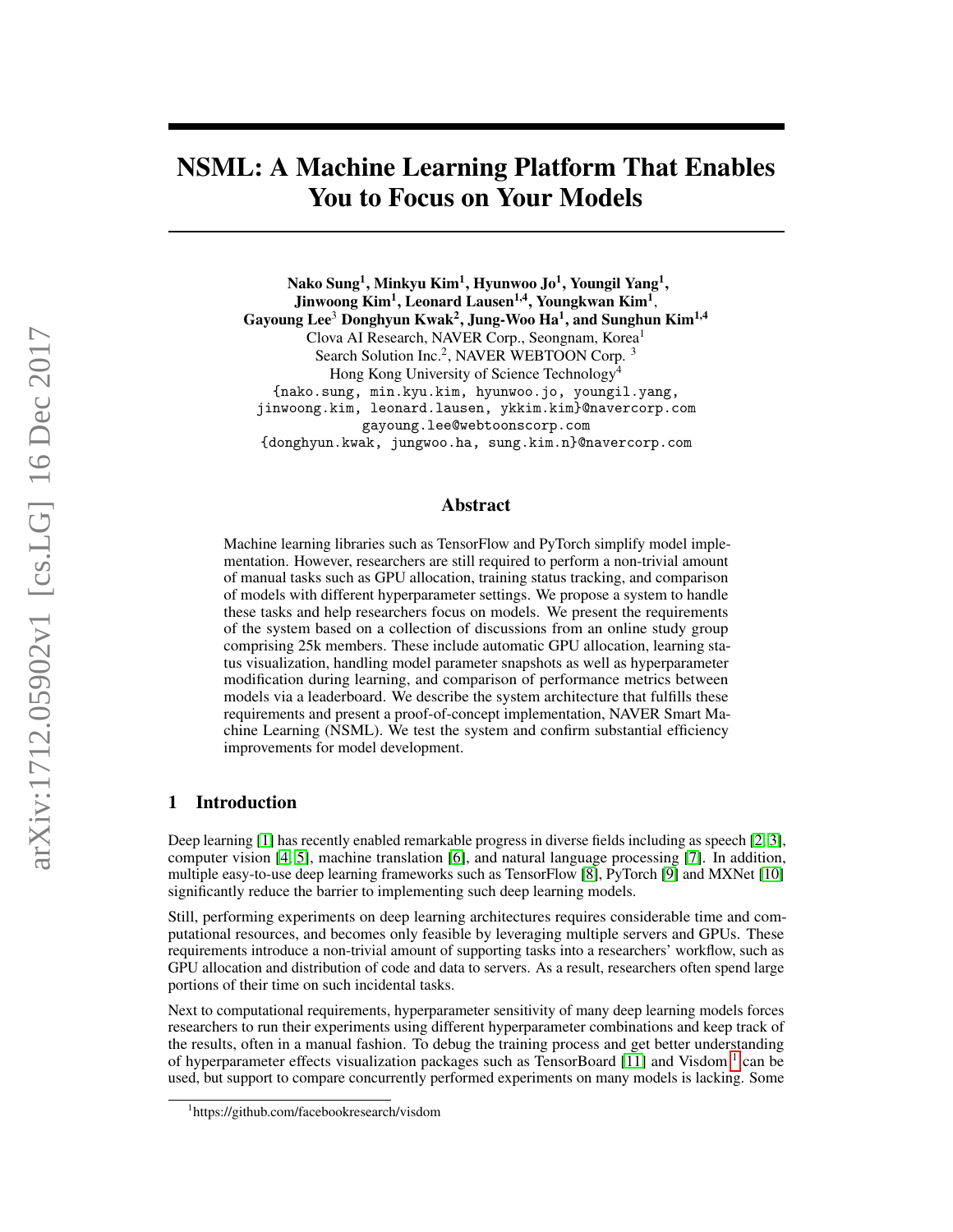# NSML: A Machine Learning Platform That Enables You to Focus on Your Models

**Nako Sung[1], Minkyu Kim[1], Hyunwoo Jo[1], Youngil Yang[1], Jinwoong Kim[1], Leonard Lausen[1,4], Youngkwan Kim[1], Gayoung Lee[3] Donghyun Kwak[2], Jung-Woo Ha[1], and Sunghun Kim[1,4]**

Clova AI Research, NAVER Corp., Seongnam, Korea[1]
Search Solution Inc.[2], NAVER WEBTOON Corp. [3]
Hong Kong University of Science Technology[4]

{nako.sung, min.kyu.kim, hyunwoo.jo, youngil.yang, jinwoong.kim, leonard.lausen, ykkim.kim}@navercorp.com
gayoung.lee@webtoonscorp.com
{donghyun.kwak, jungwoo.ha, sung.kim.n}@navercorp.com

## Abstract

Machine learning libraries such as TensorFlow and PyTorch simplify model implementation. However, researchers are still required to perform a non-trivial amount of manual tasks such as GPU allocation, training status tracking, and comparison of models with different hyperparameter settings. We propose a system to handle these tasks and help researchers focus on models. We present the requirements of the system based on a collection of discussions from an online study group comprising 25k members. These include automatic GPU allocation, learning status visualization, handling model parameter snapshots as well as hyperparameter modification during learning, and comparison of performance metrics between models via a leaderboard. We describe the system architecture that fulfills these requirements and present a proof-of-concept implementation, NAVER Smart Machine Learning (NSML). We test the system and confirm substantial efficiency improvements for model development.

## 1 Introduction

Deep learning [1] has recently enabled remarkable progress in diverse fields including as speech [2, 3], computer vision [4, 5], machine translation [6], and natural language processing [7]. In addition, multiple easy-to-use deep learning frameworks such as TensorFlow [8], PyTorch [9] and MXNet [10] significantly reduce the barrier to implementing such deep learning models.

Still, performing experiments on deep learning architectures requires considerable time and computational resources, and becomes only feasible by leveraging multiple servers and GPUs. These requirements introduce a non-trivial amount of supporting tasks into a researchers' workflow, such as GPU allocation and distribution of code and data to servers. As a result, researchers often spend large portions of their time on such incidental tasks.

Next to computational requirements, hyperparameter sensitivity of many deep learning models forces researchers to run their experiments using different hyperparameter combinations and keep track of the results, often in a manual fashion. To debug the training process and get better understanding of hyperparameter effects visualization packages such as TensorBoard [11] and Visdom [1] can be used, but support to compare concurrently performed experiments on many models is lacking. Some

[1] https://github.com/facebookresearch/visdom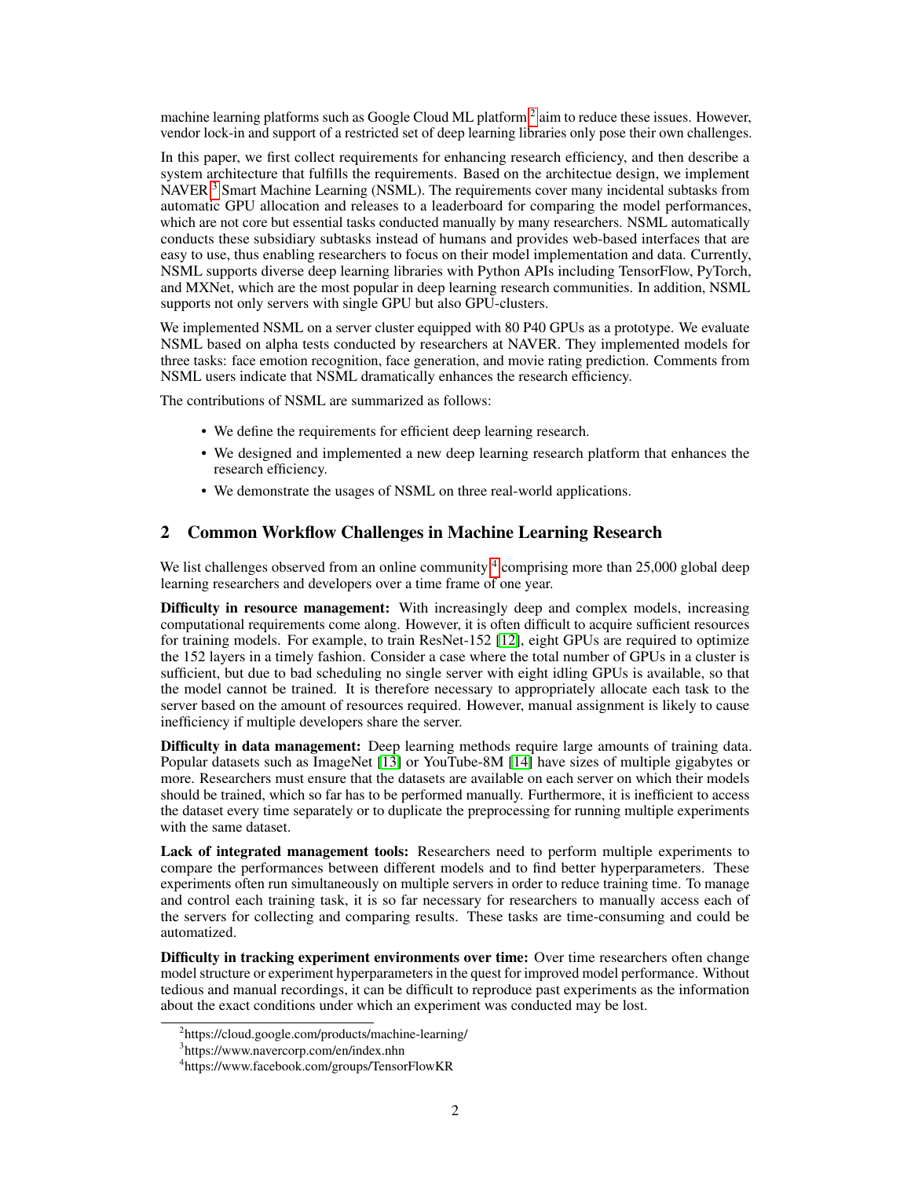machine learning platforms such as Google Cloud ML platform [2] aim to reduce these issues. However, vendor lock-in and support of a restricted set of deep learning libraries only pose their own challenges.

In this paper, we first collect requirements for enhancing research efficiency, and then describe a system architecture that fulfills the requirements. Based on the architectue design, we implement NAVER [3] Smart Machine Learning (NSML). The requirements cover many incidental subtasks from automatic GPU allocation and releases to a leaderboard for comparing the model performances, which are not core but essential tasks conducted manually by many researchers. NSML automatically conducts these subsidiary subtasks instead of humans and provides web-based interfaces that are easy to use, thus enabling researchers to focus on their model implementation and data. Currently, NSML supports diverse deep learning libraries with Python APIs including TensorFlow, PyTorch, and MXNet, which are the most popular in deep learning research communities. In addition, NSML supports not only servers with single GPU but also GPU-clusters.

We implemented NSML on a server cluster equipped with 80 P40 GPUs as a prototype. We evaluate NSML based on alpha tests conducted by researchers at NAVER. They implemented models for three tasks: face emotion recognition, face generation, and movie rating prediction. Comments from NSML users indicate that NSML dramatically enhances the research efficiency.

The contributions of NSML are summarized as follows:

- We define the requirements for efficient deep learning research.
- We designed and implemented a new deep learning research platform that enhances the research efficiency.
- We demonstrate the usages of NSML on three real-world applications.

## 2 Common Workflow Challenges in Machine Learning Research

We list challenges observed from an online community [4] comprising more than 25,000 global deep learning researchers and developers over a time frame of one year.

**Difficulty in resource management:** With increasingly deep and complex models, increasing computational requirements come along. However, it is often difficult to acquire sufficient resources for training models. For example, to train ResNet-152 [12], eight GPUs are required to optimize the 152 layers in a timely fashion. Consider a case where the total number of GPUs in a cluster is sufficient, but due to bad scheduling no single server with eight idling GPUs is available, so that the model cannot be trained. It is therefore necessary to appropriately allocate each task to the server based on the amount of resources required. However, manual assignment is likely to cause inefficiency if multiple developers share the server.

**Difficulty in data management:** Deep learning methods require large amounts of training data. Popular datasets such as ImageNet [13] or YouTube-8M [14] have sizes of multiple gigabytes or more. Researchers must ensure that the datasets are available on each server on which their models should be trained, which so far has to be performed manually. Furthermore, it is inefficient to access the dataset every time separately or to duplicate the preprocessing for running multiple experiments with the same dataset.

**Lack of integrated management tools:** Researchers need to perform multiple experiments to compare the performances between different models and to find better hyperparameters. These experiments often run simultaneously on multiple servers in order to reduce training time. To manage and control each training task, it is so far necessary for researchers to manually access each of the servers for collecting and comparing results. These tasks are time-consuming and could be automatized.

**Difficulty in tracking experiment environments over time:** Over time researchers often change model structure or experiment hyperparameters in the quest for improved model performance. Without tedious and manual recordings, it can be difficult to reproduce past experiments as the information about the exact conditions under which an experiment was conducted may be lost.

[2] https://cloud.google.com/products/machine-learning/

[3] https://www.navercorp.com/en/index.nhn

[4] https://www.facebook.com/groups/TensorFlowKR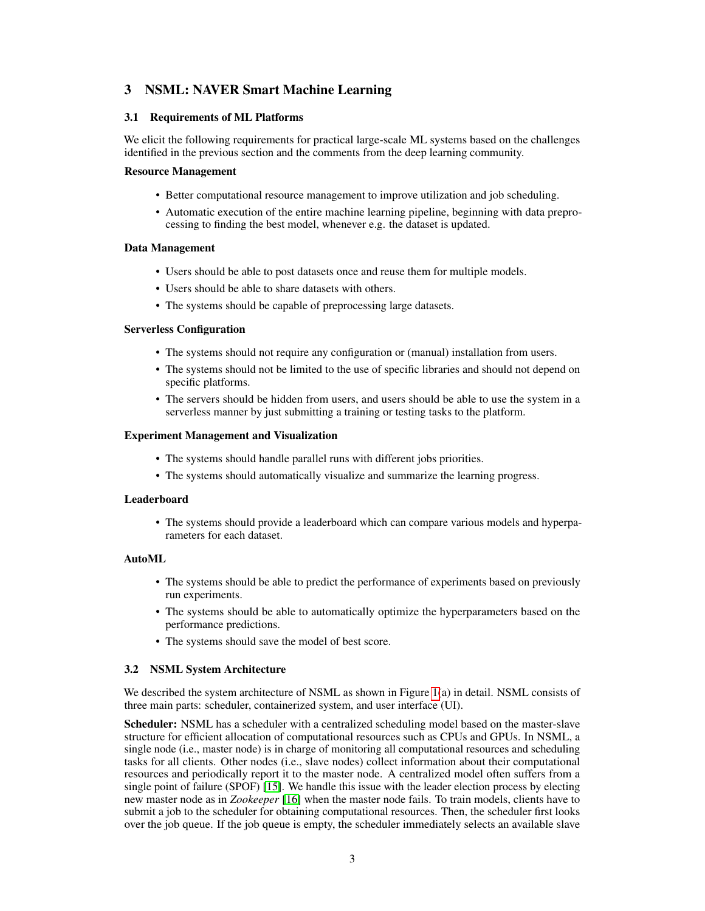# 3 NSML: NAVER Smart Machine Learning

## 3.1 Requirements of ML Platforms

We elicit the following requirements for practical large-scale ML systems based on the challenges identified in the previous section and the comments from the deep learning community.

**Resource Management**

- Better computational resource management to improve utilization and job scheduling.
- Automatic execution of the entire machine learning pipeline, beginning with data preprocessing to finding the best model, whenever e.g. the dataset is updated.

**Data Management**

- Users should be able to post datasets once and reuse them for multiple models.
- Users should be able to share datasets with others.
- The systems should be capable of preprocessing large datasets.

**Serverless Configuration**

- The systems should not require any configuration or (manual) installation from users.
- The systems should not be limited to the use of specific libraries and should not depend on specific platforms.
- The servers should be hidden from users, and users should be able to use the system in a serverless manner by just submitting a training or testing tasks to the platform.

**Experiment Management and Visualization**

- The systems should handle parallel runs with different jobs priorities.
- The systems should automatically visualize and summarize the learning progress.

**Leaderboard**

- The systems should provide a leaderboard which can compare various models and hyperparameters for each dataset.

**AutoML**

- The systems should be able to predict the performance of experiments based on previously run experiments.
- The systems should be able to automatically optimize the hyperparameters based on the performance predictions.
- The systems should save the model of best score.

## 3.2 NSML System Architecture

We described the system architecture of NSML as shown in Figure 1(a) in detail. NSML consists of three main parts: scheduler, containerized system, and user interface (UI).

**Scheduler:** NSML has a scheduler with a centralized scheduling model based on the master-slave structure for efficient allocation of computational resources such as CPUs and GPUs. In NSML, a single node (i.e., master node) is in charge of monitoring all computational resources and scheduling tasks for all clients. Other nodes (i.e., slave nodes) collect information about their computational resources and periodically report it to the master node. A centralized model often suffers from a single point of failure (SPOF) [15]. We handle this issue with the leader election process by electing new master node as in *Zookeeper* [16] when the master node fails. To train models, clients have to submit a job to the scheduler for obtaining computational resources. Then, the scheduler first looks over the job queue. If the job queue is empty, the scheduler immediately selects an available slave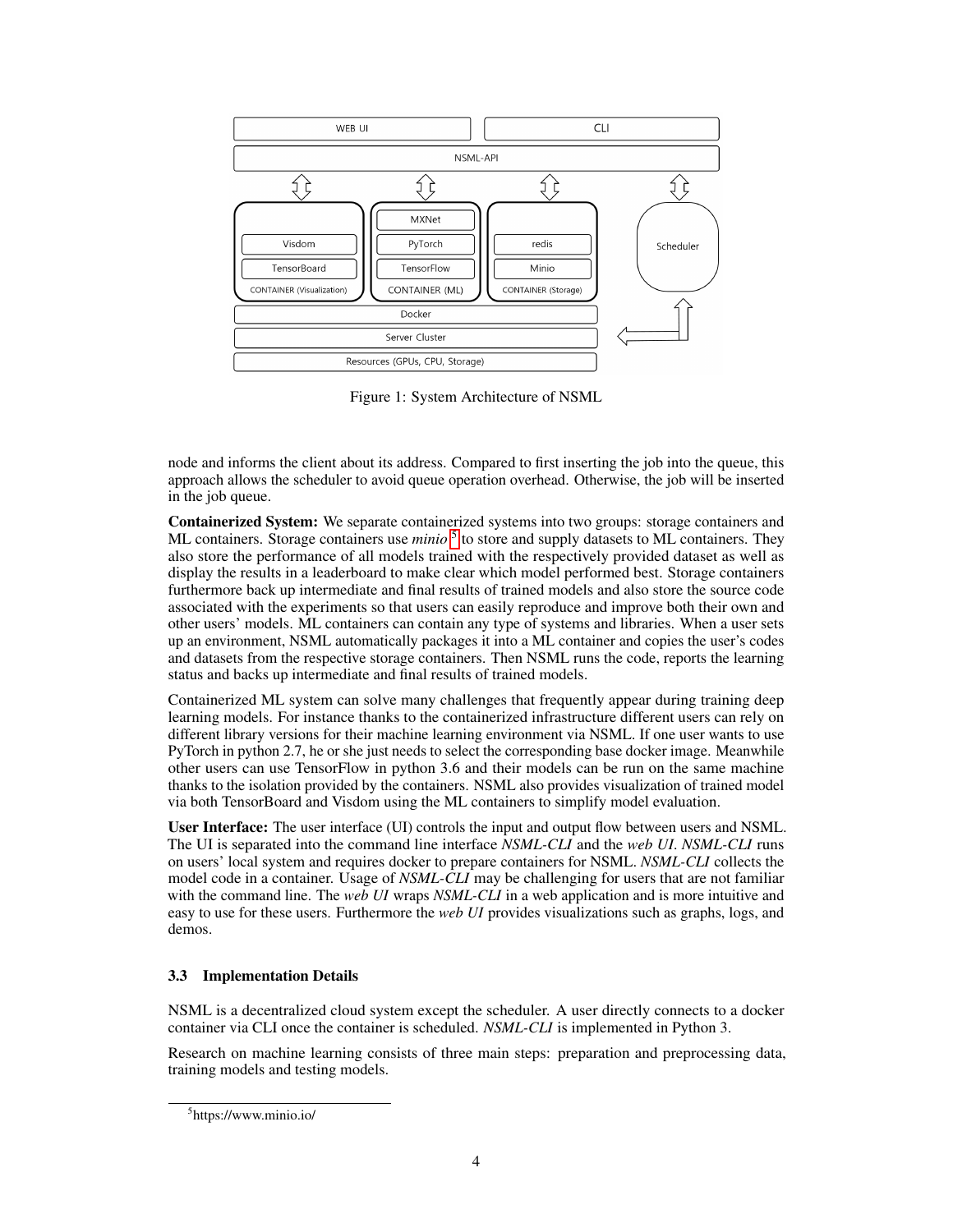Figure 1: System Architecture of NSML

node and informs the client about its address. Compared to first inserting the job into the queue, this approach allows the scheduler to avoid queue operation overhead. Otherwise, the job will be inserted in the job queue.

**Containerized System:** We separate containerized systems into two groups: storage containers and ML containers. Storage containers use *minio*[5] to store and supply datasets to ML containers. They also store the performance of all models trained with the respectively provided dataset as well as display the results in a leaderboard to make clear which model performed best. Storage containers furthermore back up intermediate and final results of trained models and also store the source code associated with the experiments so that users can easily reproduce and improve both their own and other users' models. ML containers can contain any type of systems and libraries. When a user sets up an environment, NSML automatically packages it into a ML container and copies the user's codes and datasets from the respective storage containers. Then NSML runs the code, reports the learning status and backs up intermediate and final results of trained models.

Containerized ML system can solve many challenges that frequently appear during training deep learning models. For instance thanks to the containerized infrastructure different users can rely on different library versions for their machine learning environment via NSML. If one user wants to use PyTorch in python 2.7, he or she just needs to select the corresponding base docker image. Meanwhile other users can use TensorFlow in python 3.6 and their models can be run on the same machine thanks to the isolation provided by the containers. NSML also provides visualization of trained model via both TensorBoard and Visdom using the ML containers to simplify model evaluation.

**User Interface:** The user interface (UI) controls the input and output flow between users and NSML. The UI is separated into the command line interface *NSML-CLI* and the *web UI*. *NSML-CLI* runs on users' local system and requires docker to prepare containers for NSML. *NSML-CLI* collects the model code in a container. Usage of *NSML-CLI* may be challenging for users that are not familiar with the command line. The *web UI* wraps *NSML-CLI* in a web application and is more intuitive and easy to use for these users. Furthermore the *web UI* provides visualizations such as graphs, logs, and demos.

### 3.3 Implementation Details

NSML is a decentralized cloud system except the scheduler. A user directly connects to a docker container via CLI once the container is scheduled. *NSML-CLI* is implemented in Python 3.

Research on machine learning consists of three main steps: preparation and preprocessing data, training models and testing models.

[5] https://www.minio.io/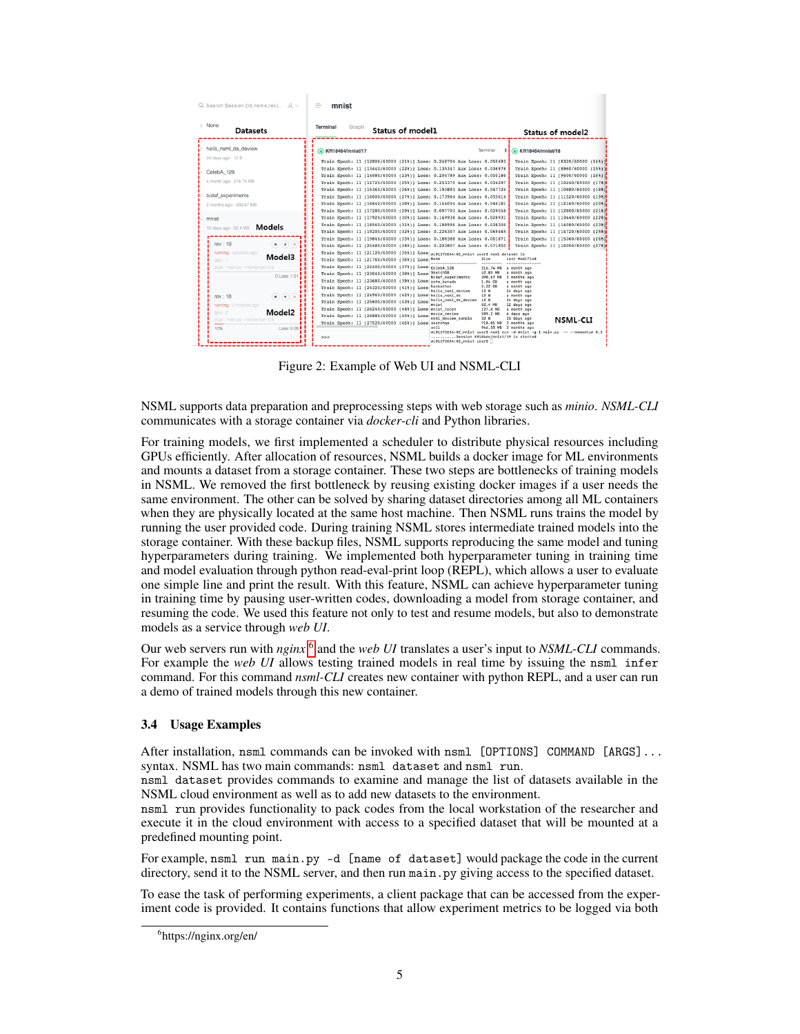Figure 2: Example of Web UI and NSML-CLI

NSML supports data preparation and preprocessing steps with web storage such as *minio*. *NSML-CLI* communicates with a storage container via *docker-cli* and Python libraries.

For training models, we first implemented a scheduler to distribute physical resources including GPUs efficiently. After allocation of resources, NSML builds a docker image for ML environments and mounts a dataset from a storage container. These two steps are bottlenecks of training models in NSML. We removed the first bottleneck by reusing existing docker images if a user needs the same environment. The other can be solved by sharing dataset directories among all ML containers when they are physically located at the same host machine. Then NSML runs trains the model by running the user provided code. During training NSML stores intermediate trained models into the storage container. With these backup files, NSML supports reproducing the same model and tuning hyperparameters during training. We implemented both hyperparameter tuning in training time and model evaluation through python read-eval-print loop (REPL), which allows a user to evaluate one simple line and print the result. With this feature, NSML can achieve hyperparameter tuning in training time by pausing user-written codes, downloading a model from storage container, and resuming the code. We used this feature not only to test and resume models, but also to demonstrate models as a service through *web UI*.

Our web servers run with *nginx*[6] and the *web UI* translates a user's input to *NSML-CLI* commands. For example the *web UI* allows testing trained models in real time by issuing the `nsml infer` command. For this command *nsml-CLI* creates new container with python REPL, and a user can run a demo of trained models through this new container.

### 3.4 Usage Examples

After installation, `nsml` commands can be invoked with `nsml [OPTIONS] COMMAND [ARGS]...` syntax. NSML has two main commands: `nsml dataset` and `nsml run`.
`nsml dataset` provides commands to examine and manage the list of datasets available in the NSML cloud environment as well as to add new datasets to the environment.
`nsml run` provides functionality to pack codes from the local workstation of the researcher and execute it in the cloud environment with access to a specified dataset that will be mounted at a predefined mounting point.

For example, `nsml run main.py -d [name of dataset]` would package the code in the current directory, send it to the NSML server, and then run `main.py` giving access to the specified dataset.

To ease the task of performing experiments, a client package that can be accessed from the experiment code is provided. It contains functions that allow experiment metrics to be logged via both

[6]https://nginx.org/en/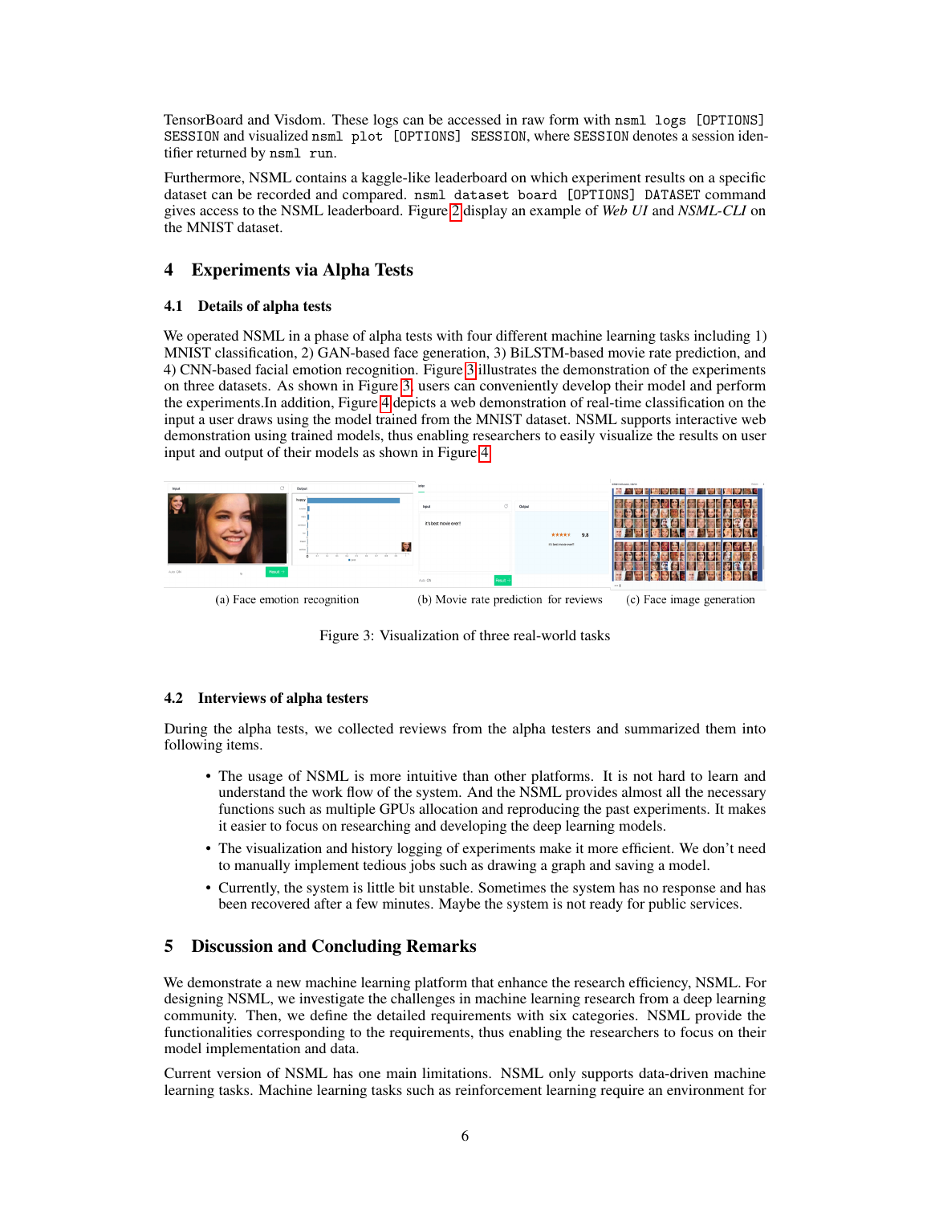TensorBoard and Visdom. These logs can be accessed in raw form with `nsml logs [OPTIONS] SESSION` and visualized `nsml plot [OPTIONS] SESSION`, where `SESSION` denotes a session identifier returned by `nsml run`.

Furthermore, NSML contains a kaggle-like leaderboard on which experiment results on a specific dataset can be recorded and compared. `nsml dataset board [OPTIONS] DATASET` command gives access to the NSML leaderboard. Figure 2 display an example of *Web UI* and *NSML-CLI* on the MNIST dataset.

## 4 Experiments via Alpha Tests

### 4.1 Details of alpha tests

We operated NSML in a phase of alpha tests with four different machine learning tasks including 1) MNIST classification, 2) GAN-based face generation, 3) BiLSTM-based movie rate prediction, and 4) CNN-based facial emotion recognition. Figure 3 illustrates the demonstration of the experiments on three datasets. As shown in Figure 3, users can conveniently develop their model and perform the experiments.In addition, Figure 4 depicts a web demonstration of real-time classification on the input a user draws using the model trained from the MNIST dataset. NSML supports interactive web demonstration using trained models, thus enabling researchers to easily visualize the results on user input and output of their models as shown in Figure 4.

(a) Face emotion recognition (b) Movie rate prediction for reviews (c) Face image generation

Figure 3: Visualization of three real-world tasks

### 4.2 Interviews of alpha testers

During the alpha tests, we collected reviews from the alpha testers and summarized them into following items.

- The usage of NSML is more intuitive than other platforms. It is not hard to learn and understand the work flow of the system. And the NSML provides almost all the necessary functions such as multiple GPUs allocation and reproducing the past experiments. It makes it easier to focus on researching and developing the deep learning models.
- The visualization and history logging of experiments make it more efficient. We don't need to manually implement tedious jobs such as drawing a graph and saving a model.
- Currently, the system is little bit unstable. Sometimes the system has no response and has been recovered after a few minutes. Maybe the system is not ready for public services.

## 5 Discussion and Concluding Remarks

We demonstrate a new machine learning platform that enhance the research efficiency, NSML. For designing NSML, we investigate the challenges in machine learning research from a deep learning community. Then, we define the detailed requirements with six categories. NSML provide the functionalities corresponding to the requirements, thus enabling the researchers to focus on their model implementation and data.

Current version of NSML has one main limitations. NSML only supports data-driven machine learning tasks. Machine learning tasks such as reinforcement learning require an environment for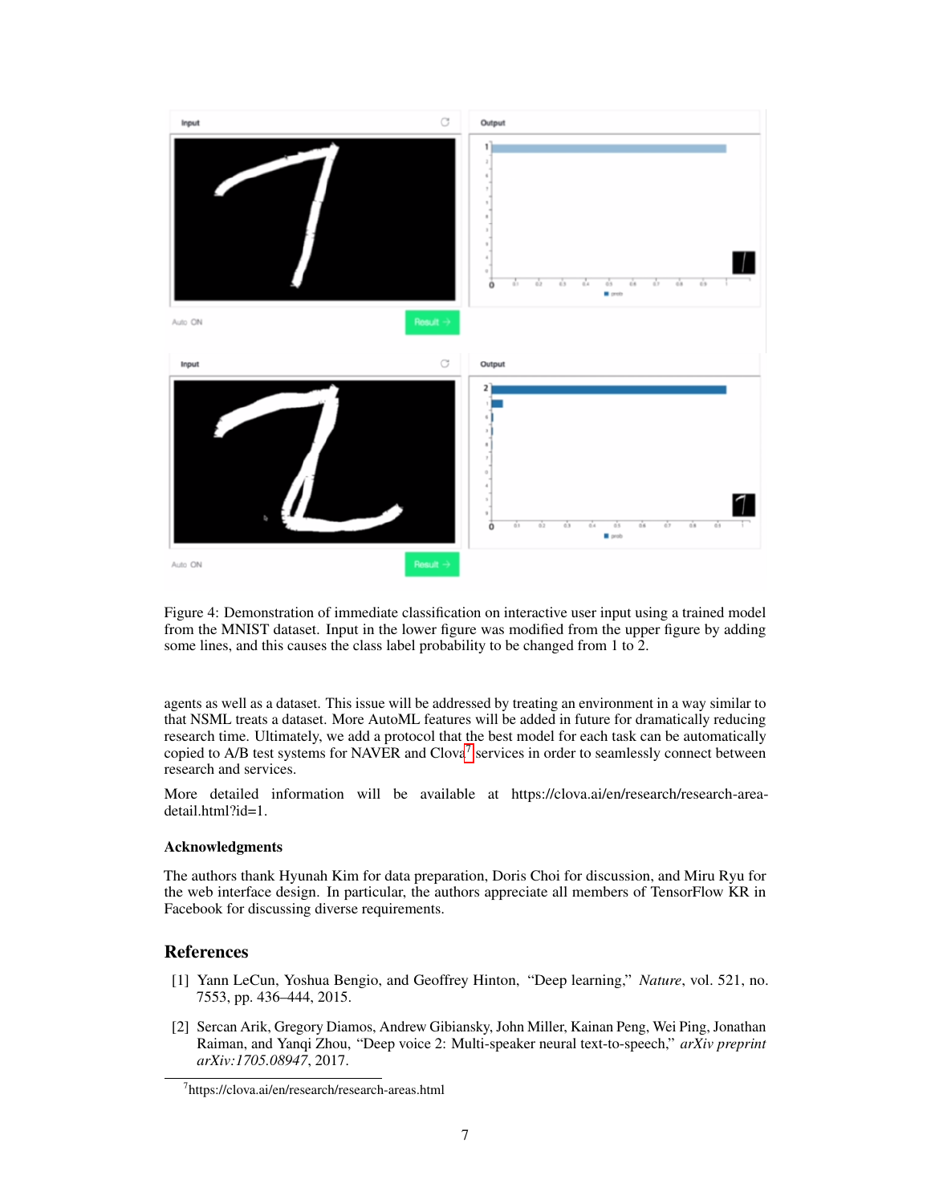Figure 4: Demonstration of immediate classification on interactive user input using a trained model from the MNIST dataset. Input in the lower figure was modified from the upper figure by adding some lines, and this causes the class label probability to be changed from 1 to 2.

agents as well as a dataset. This issue will be addressed by treating an environment in a way similar to that NSML treats a dataset. More AutoML features will be added in future for dramatically reducing research time. Ultimately, we add a protocol that the best model for each task can be automatically copied to A/B test systems for NAVER and Clova[7] services in order to seamlessly connect between research and services.

More detailed information will be available at https://clova.ai/en/research/research-area-detail.html?id=1.

### Acknowledgments

The authors thank Hyunah Kim for data preparation, Doris Choi for discussion, and Miru Ryu for the web interface design. In particular, the authors appreciate all members of TensorFlow KR in Facebook for discussing diverse requirements.

## References

[1] Yann LeCun, Yoshua Bengio, and Geoffrey Hinton, "Deep learning," *Nature*, vol. 521, no. 7553, pp. 436–444, 2015.

[2] Sercan Arik, Gregory Diamos, Andrew Gibiansky, John Miller, Kainan Peng, Wei Ping, Jonathan Raiman, and Yanqi Zhou, "Deep voice 2: Multi-speaker neural text-to-speech," *arXiv preprint arXiv:1705.08947*, 2017.

[7] https://clova.ai/en/research/research-areas.html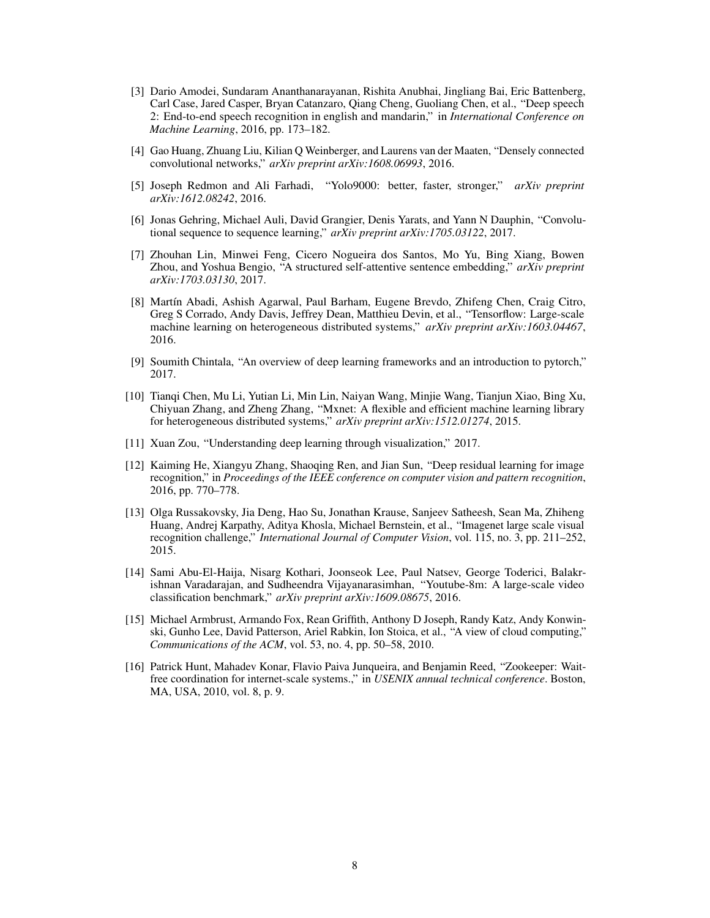[3] Dario Amodei, Sundaram Ananthanarayanan, Rishita Anubhai, Jingliang Bai, Eric Battenberg, Carl Case, Jared Casper, Bryan Catanzaro, Qiang Cheng, Guoliang Chen, et al., "Deep speech 2: End-to-end speech recognition in english and mandarin," in *International Conference on Machine Learning*, 2016, pp. 173–182.

[4] Gao Huang, Zhuang Liu, Kilian Q Weinberger, and Laurens van der Maaten, "Densely connected convolutional networks," *arXiv preprint arXiv:1608.06993*, 2016.

[5] Joseph Redmon and Ali Farhadi, "Yolo9000: better, faster, stronger," *arXiv preprint arXiv:1612.08242*, 2016.

[6] Jonas Gehring, Michael Auli, David Grangier, Denis Yarats, and Yann N Dauphin, "Convolutional sequence to sequence learning," *arXiv preprint arXiv:1705.03122*, 2017.

[7] Zhouhan Lin, Minwei Feng, Cicero Nogueira dos Santos, Mo Yu, Bing Xiang, Bowen Zhou, and Yoshua Bengio, "A structured self-attentive sentence embedding," *arXiv preprint arXiv:1703.03130*, 2017.

[8] Martín Abadi, Ashish Agarwal, Paul Barham, Eugene Brevdo, Zhifeng Chen, Craig Citro, Greg S Corrado, Andy Davis, Jeffrey Dean, Matthieu Devin, et al., "Tensorflow: Large-scale machine learning on heterogeneous distributed systems," *arXiv preprint arXiv:1603.04467*, 2016.

[9] Soumith Chintala, "An overview of deep learning frameworks and an introduction to pytorch," 2017.

[10] Tianqi Chen, Mu Li, Yutian Li, Min Lin, Naiyan Wang, Minjie Wang, Tianjun Xiao, Bing Xu, Chiyuan Zhang, and Zheng Zhang, "Mxnet: A flexible and efficient machine learning library for heterogeneous distributed systems," *arXiv preprint arXiv:1512.01274*, 2015.

[11] Xuan Zou, "Understanding deep learning through visualization," 2017.

[12] Kaiming He, Xiangyu Zhang, Shaoqing Ren, and Jian Sun, "Deep residual learning for image recognition," in *Proceedings of the IEEE conference on computer vision and pattern recognition*, 2016, pp. 770–778.

[13] Olga Russakovsky, Jia Deng, Hao Su, Jonathan Krause, Sanjeev Satheesh, Sean Ma, Zhiheng Huang, Andrej Karpathy, Aditya Khosla, Michael Bernstein, et al., "Imagenet large scale visual recognition challenge," *International Journal of Computer Vision*, vol. 115, no. 3, pp. 211–252, 2015.

[14] Sami Abu-El-Haija, Nisarg Kothari, Joonseok Lee, Paul Natsev, George Toderici, Balakrishnan Varadarajan, and Sudheendra Vijayanarasimhan, "Youtube-8m: A large-scale video classification benchmark," *arXiv preprint arXiv:1609.08675*, 2016.

[15] Michael Armbrust, Armando Fox, Rean Griffith, Anthony D Joseph, Randy Katz, Andy Konwinski, Gunho Lee, David Patterson, Ariel Rabkin, Ion Stoica, et al., "A view of cloud computing," *Communications of the ACM*, vol. 53, no. 4, pp. 50–58, 2010.

[16] Patrick Hunt, Mahadev Konar, Flavio Paiva Junqueira, and Benjamin Reed, "Zookeeper: Wait-free coordination for internet-scale systems.," in *USENIX annual technical conference*. Boston, MA, USA, 2010, vol. 8, p. 9.